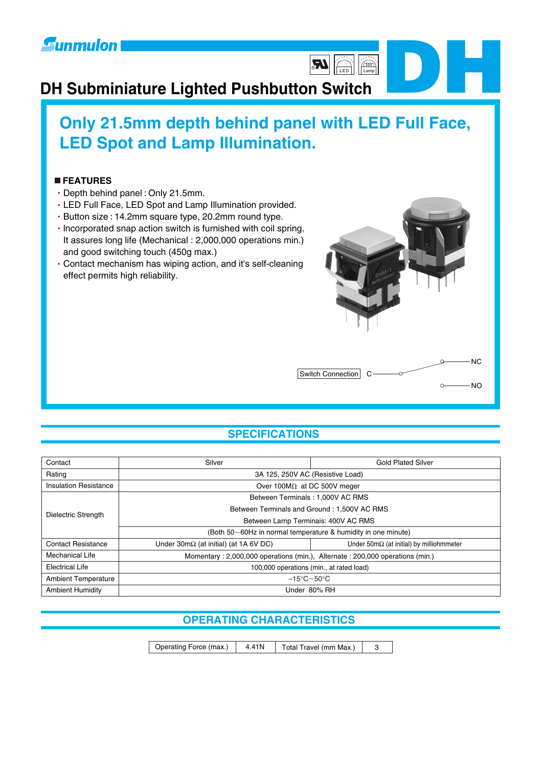Sunmulon

# DH Subminiature Lighted Pushbutton Switch

DH

## Only 21.5mm depth behind panel with LED Full Face, LED Spot and Lamp Illumination.

### FEATURES

- Depth behind panel : Only 21.5mm.
- LED Full Face, LED Spot and Lamp Illumination provided.
- Button size : 14.2mm square type, 20.2mm round type.
- Incorporated snap action switch is furnished with coil spring. It assures long life (Mechanical : 2,000,000 operations min.) and good switching touch (450g max.)
- Contact mechanism has wiping action, and it's self-cleaning effect permits high reliability.

Switch Connection C — NC / NO

## SPECIFICATIONS

| Contact | Silver | Gold Plated Silver |
|---|---|---|
| Rating | 3A 125, 250V AC (Resistive Load) | |
| Insulation Resistance | Over 100MΩ at DC 500V meger | |
| Dielectric Strength | Between Terminals : 1,000V AC RMS<br>Between Terminals and Ground : 1,500V AC RMS<br>Between Larnp Terminais: 400V AC RMS | |
| | (Both 50~60Hz in normal temperature & humidity in one minute) | |
| Contact Resistance | Under 30mΩ (at initial) (at 1A 6V DC) | Under 50mΩ (at initial) by milliohmmeter |
| Mechanical Life | Momentary : 2,000,000 operations (min.), Alternate : 200,000 operations (min.) | |
| Electrical Life | 100,000 operations (min., at rated load) | |
| Ambient Temperature | –15°C~50°C | |
| Ambient Humidity | Under 80% RH | |

## OPERATING CHARACTERISTICS

| Operating Force (max.) | 4.41N | Total Travel (mm Max.) | 3 |
|---|---|---|---|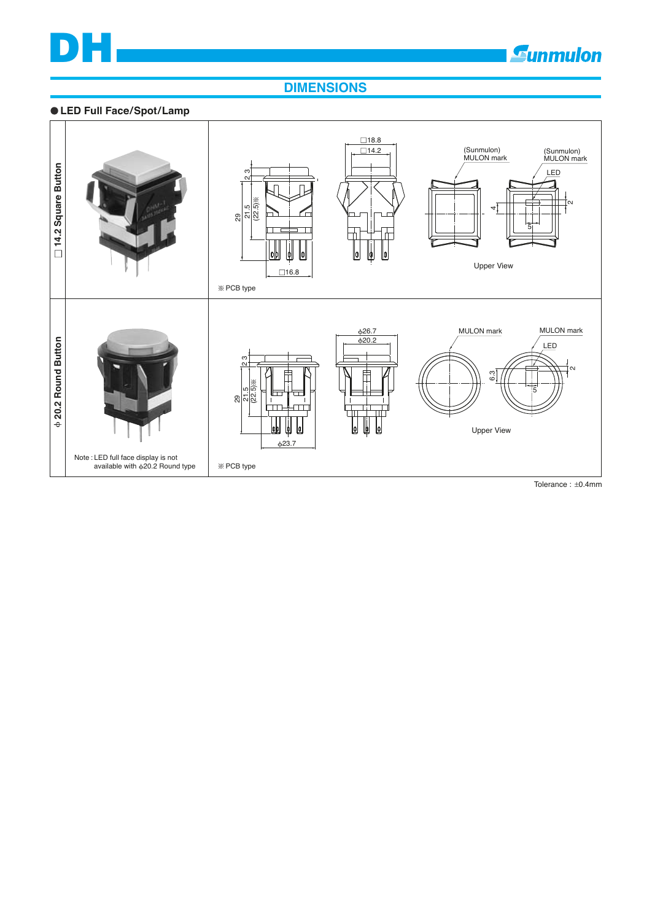# DIMENSIONS

## ● LED Full Face/Spot/Lamp

### □ 14.2 Square Button

□18.8
□14.2
2.3
29
21.5
(22.5)※
□16.8

(Sunmulon) MULON mark
(Sunmulon) MULON mark
LED
4
2
5

Upper View

※ PCB type

### ϕ 20.2 Round Button

ϕ26.7
ϕ20.2
2.3
29
21.5
(22.5)※
ϕ23.7

MULON mark
MULON mark
LED
6.3
2
5

Upper View

Note : LED full face display is not available with ϕ20.2 Round type

※ PCB type

Tolerance : ±0.4mm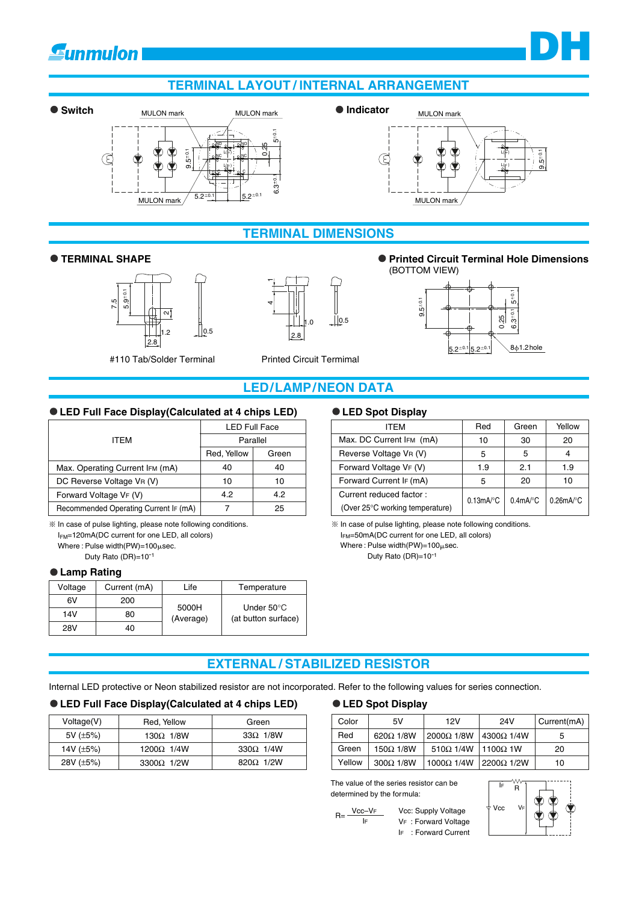# TERMINAL LAYOUT / INTERNAL ARRANGEMENT

● **Switch**

MULON mark　MULON mark　MULON mark

● **Indicator**

MULON mark　MULON mark

# TERMINAL DIMENSIONS

● **TERMINAL SHAPE**

#110 Tab/Solder Terminal

Printed Circuit Termimal

● **Printed Circuit Terminal Hole Dimensions**
(BOTTOM VIEW)

8ϕ1.2hole

# LED/LAMP/NEON DATA

● **LED Full Face Display(Calculated at 4 chips LED)**

| ITEM | LED Full Face | |
|---|---|---|
| | Parallel | |
| | Red, Yellow | Green |
| Max. Operating Current $I_{FM}$ (mA) | 40 | 40 |
| DC Reverse Voltage $V_R$ (V) | 10 | 10 |
| Forward Voltage $V_F$ (V) | 4.2 | 4.2 |
| Recommended Operating Current $I_F$ (mA) | 7 | 25 |

※ In case of pulse lighting, please note following conditions.
$I_{FM}$=120mA(DC current for one LED, all colors)
Where : Pulse width(PW)=100μsec.
Duty Rato (DR)=$10^{-1}$

● **LED Spot Display**

| ITEM | Red | Green | Yellow |
|---|---|---|---|
| Max. DC Current $I_{FM}$ (mA) | 10 | 30 | 20 |
| Reverse Voltage $V_R$ (V) | 5 | 5 | 4 |
| Forward Voltage $V_F$ (V) | 1.9 | 2.1 | 1.9 |
| Forward Current $I_F$ (mA) | 5 | 20 | 10 |
| Current reduced factor : (Over 25°C working temperature) | 0.13mA/°C | 0.4mA/°C | 0.26mA/°C |

※ In case of pulse lighting, please note following conditions.
$I_{FM}$=50mA(DC current for one LED, all colors)
Where : Pulse width(PW)=100μsec.
Duty Rato (DR)=$10^{-1}$

● **Lamp Rating**

| Voltage | Current (mA) | Life | Temperature |
|---|---|---|---|
| 6V | 200 | 5000H (Average) | Under 50°C (at button surface) |
| 14V | 80 | | |
| 28V | 40 | | |

# EXTERNAL / STABILIZED RESISTOR

Internal LED protective or Neon stabilized resistor are not incorporated. Refer to the following values for series connection.

● **LED Full Face Display(Calculated at 4 chips LED)**

| Voltage(V) | Red, Yellow | Green |
|---|---|---|
| 5V (±5%) | 130Ω 1/8W | 33Ω 1/8W |
| 14V (±5%) | 1200Ω 1/4W | 330Ω 1/4W |
| 28V (±5%) | 3300Ω 1/2W | 820Ω 1/2W |

● **LED Spot Display**

| Color | 5V | 12V | 24V | Current(mA) |
|---|---|---|---|---|
| Red | 620Ω 1/8W | 2000Ω 1/8W | 4300Ω 1/4W | 5 |
| Green | 150Ω 1/8W | 510Ω 1/4W | 1100Ω 1W | 20 |
| Yellow | 300Ω 1/8W | 1000Ω 1/4W | 2200Ω 1/2W | 10 |

The value of the series resistor can be determined by the formula:

$$R = \frac{Vcc - V_F}{I_F}$$

Vcc: Supply Voltage
$V_F$ : Forward Voltage
$I_F$ : Forward Current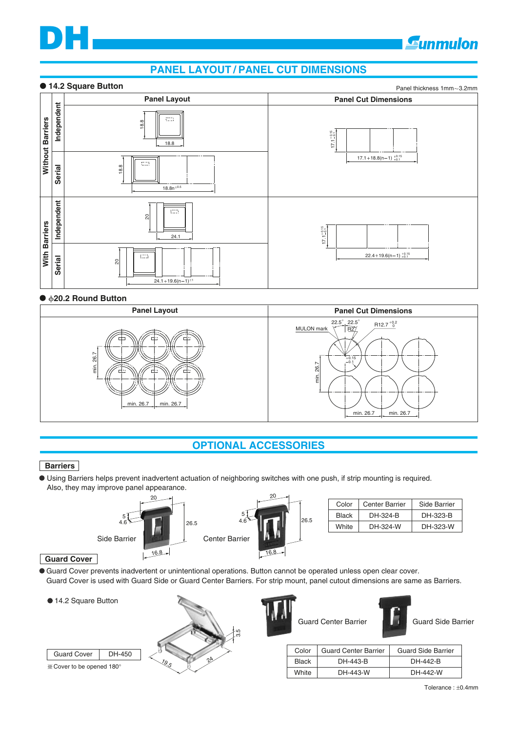# PANEL LAYOUT / PANEL CUT DIMENSIONS

## ● 14.2 Square Button

Panel thickness 1mm~3.2mm

| | | Panel Layout | Panel Cut Dimensions |
|---|---|---|---|
| Without Barriers | Independent | 18.8 / 18.8 | $17.1^{+0.15}_{-0.1}$ / $17.1+18.8(n-1)^{+0.15}_{-0.1}$ |
| | Serial | 18.8 / $18.8n^{\pm0.5}$ | |
| With Barriers | Independent | 20 / 24.1 | $17.1^{+0.15}_{-0.1}$ / $22.4+19.6(n-1)^{+0.15}_{-0.1}$ |
| | Serial | 20 / $24.1+19.6(n-1)^{\pm1}$ | |

## ● ϕ20.2 Round Button

| Panel Layout | Panel Cut Dimensions |
|---|---|
| min. 26.7 / min. 26.7 / min. 26.7 | MULON mark, 22.5°, 22.5°, R2, $R12.7^{+0.2}_{0}$, $^{+0.15}_{-0.1}$, min. 26.7 / min. 26.7 / min. 26.7 |

# OPTIONAL ACCESSORIES

### Barriers

● Using Barriers helps prevent inadvertent actuation of neighboring switches with one push, if strip mounting is required. Also, they may improve panel appearance.

Side Barrier (20, 5, 4.6, 26.5, 16.8)

Center Barrier (20, 5, 4.6, 26.5, 16.8)

| Color | Center Barrier | Side Barrier |
|---|---|---|
| Black | DH-324-B | DH-323-B |
| White | DH-324-W | DH-323-W |

### Guard Cover

● Guard Cover prevents inadvertent or unintentional operations. Button cannot be operated unless open clear cover. Guard Cover is used with Guard Side or Guard Center Barriers. For strip mount, panel cutout dimensions are same as Barriers.

● 14.2 Square Button

| Guard Cover | DH-450 |
|---|---|

※Cover to be opened 180°

(3.5, 19.5, 24)

Guard Center Barrier

Guard Side Barrier

| Color | Guard Center Barrier | Guard Side Barrier |
|---|---|---|
| Black | DH-443-B | DH-442-B |
| White | DH-443-W | DH-442-W |

Tolerance : ±0.4mm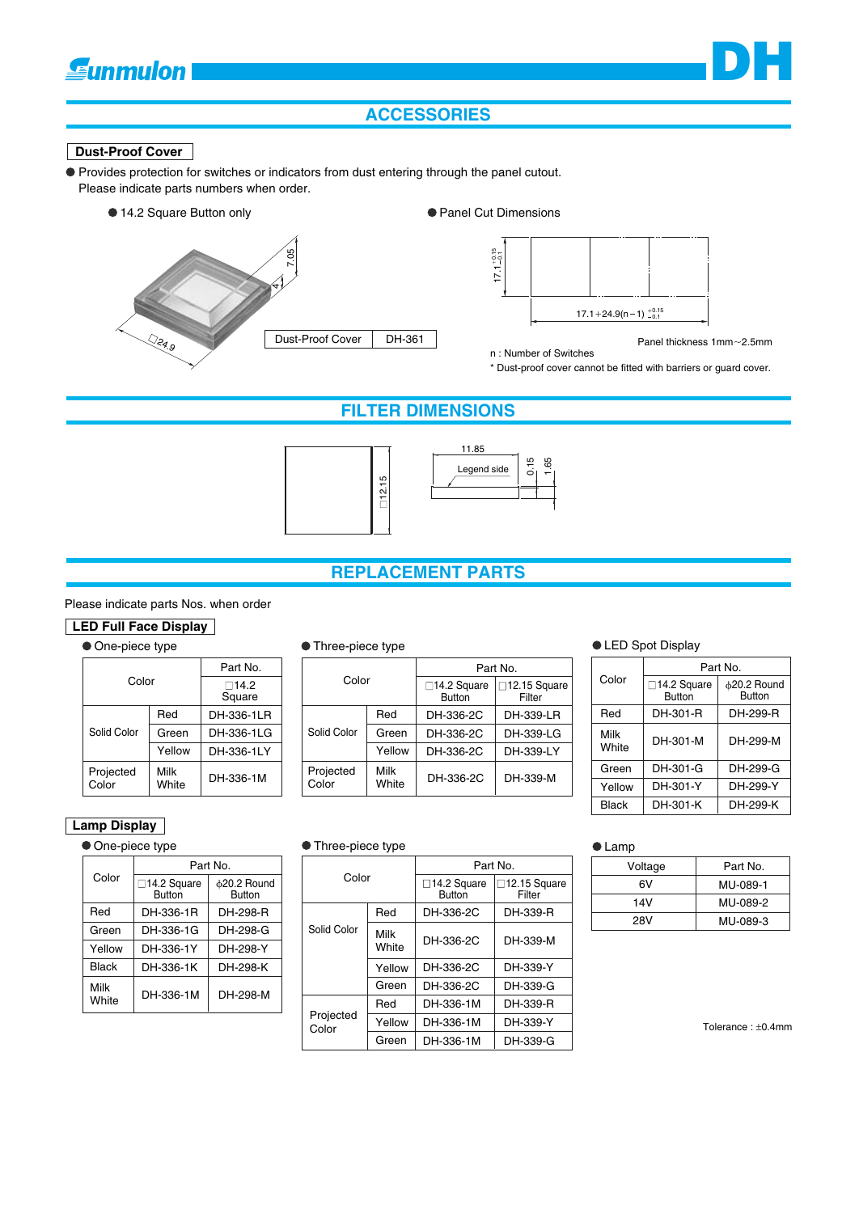# ACCESSORIES

## Dust-Proof Cover

- Provides protection for switches or indicators from dust entering through the panel cutout.
  Please indicate parts numbers when order.

- 14.2 Square Button only

7.05

4

□24.9

| Dust-Proof Cover | DH-361 |
|---|---|

- Panel Cut Dimensions

$17.1^{+0.15}_{-0.1}$

$17.1+24.9(n-1)\ ^{+0.15}_{-0.1}$

Panel thickness 1mm~2.5mm

n : Number of Switches

\* Dust-proof cover cannot be fitted with barriers or guard cover.

# FILTER DIMENSIONS

□12.15

11.85

Legend side

0.15

1.65

# REPLACEMENT PARTS

Please indicate parts Nos. when order

## LED Full Face Display

- One-piece type

| Color | | Part No. |
|---|---|---|
| | | □14.2 Square |
| Solid Color | Red | DH-336-1LR |
| | Green | DH-336-1LG |
| | Yellow | DH-336-1LY |
| Projected Color | Milk White | DH-336-1M |

- Three-piece type

| Color | | Part No. | |
|---|---|---|---|
| | | □14.2 Square Button | □12.15 Square Filter |
| Solid Color | Red | DH-336-2C | DH-339-LR |
| | Green | DH-336-2C | DH-339-LG |
| | Yellow | DH-336-2C | DH-339-LY |
| Projected Color | Milk White | DH-336-2C | DH-339-M |

- LED Spot Display

| Color | Part No. | |
|---|---|---|
| | □14.2 Square Button | ϕ20.2 Round Button |
| Red | DH-301-R | DH-299-R |
| Milk White | DH-301-M | DH-299-M |
| Green | DH-301-G | DH-299-G |
| Yellow | DH-301-Y | DH-299-Y |
| Black | DH-301-K | DH-299-K |

## Lamp Display

- One-piece type

| Color | Part No. | |
|---|---|---|
| | □14.2 Square Button | ϕ20.2 Round Button |
| Red | DH-336-1R | DH-298-R |
| Green | DH-336-1G | DH-298-G |
| Yellow | DH-336-1Y | DH-298-Y |
| Black | DH-336-1K | DH-298-K |
| Milk White | DH-336-1M | DH-298-M |

- Three-piece type

| Color | | Part No. | |
|---|---|---|---|
| | | □14.2 Square Button | □12.15 Square Filter |
| Solid Color | Red | DH-336-2C | DH-339-R |
| | Milk White | DH-336-2C | DH-339-M |
| | Yellow | DH-336-2C | DH-339-Y |
| | Green | DH-336-2C | DH-339-G |
| Projected Color | Red | DH-336-1M | DH-339-R |
| | Yellow | DH-336-1M | DH-339-Y |
| | Green | DH-336-1M | DH-339-G |

- Lamp

| Voltage | Part No. |
|---|---|
| 6V | MU-089-1 |
| 14V | MU-089-2 |
| 28V | MU-089-3 |

Tolerance : ±0.4mm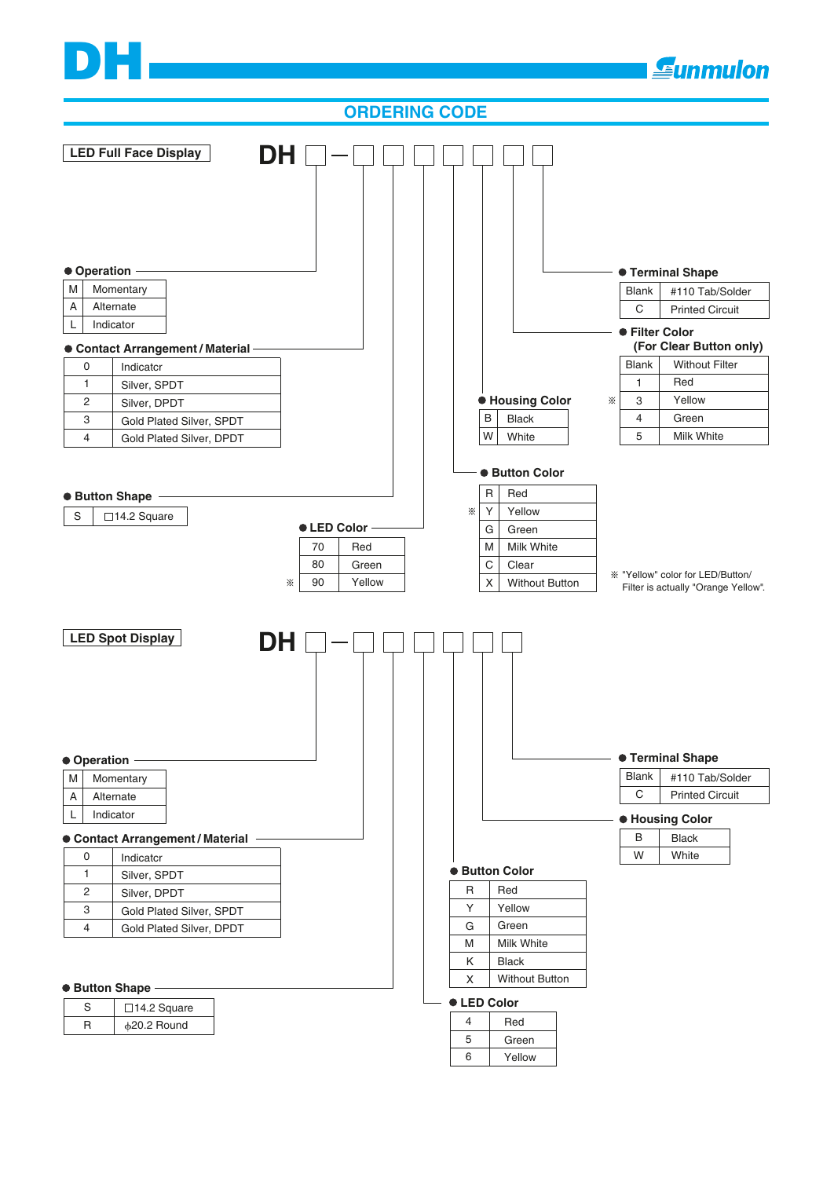# DH

## ORDERING CODE

### LED Full Face Display

**DH □ — □ □ □ □ □ □ □**

The boxes after "DH" are, in order: Operation — Contact Arrangement / Material, Button Shape, LED Color, Button Color, Housing Color, Filter Color, Terminal Shape.

**● Operation**

| Code | Operation |
|---|---|
| M | Momentary |
| A | Alternate |
| L | Indicator |

**● Contact Arrangement / Material**

| Code | Contact Arrangement / Material |
|---|---|
| 0 | Indicatcr |
| 1 | Silver, SPDT |
| 2 | Silver, DPDT |
| 3 | Gold Plated Silver, SPDT |
| 4 | Gold Plated Silver, DPDT |

**● Button Shape**

| Code | Button Shape |
|---|---|
| S | □14.2 Square |

**● LED Color**

| Code | LED Color |
|---|---|
| 70 | Red |
| 80 | Green |
| ※ 90 | Yellow |

**● Button Color**

| Code | Button Color |
|---|---|
| R | Red |
| ※ Y | Yellow |
| G | Green |
| M | Milk White |
| C | Clear |
| X | Without Button |

**● Housing Color**

| Code | Housing Color |
|---|---|
| B | Black |
| W | White |

**● Filter Color (For Clear Button only)**

| Code | Filter Color |
|---|---|
| Blank | Without Filter |
| 1 | Red |
| ※ 3 | Yellow |
| 4 | Green |
| 5 | Milk White |

**● Terminal Shape**

| Code | Terminal Shape |
|---|---|
| Blank | #110 Tab/Solder |
| C | Printed Circuit |

※ "Yellow" color for LED/Button/Filter is actually "Orange Yellow".

### LED Spot Display

**DH □ — □ □ □ □ □ □**

The boxes after "DH" are, in order: Operation — Contact Arrangement / Material, Button Shape, LED Color, Button Color, Housing Color, Terminal Shape.

**● Operation**

| Code | Operation |
|---|---|
| M | Momentary |
| A | Alternate |
| L | Indicator |

**● Contact Arrangement / Material**

| Code | Contact Arrangement / Material |
|---|---|
| 0 | Indicatcr |
| 1 | Silver, SPDT |
| 2 | Silver, DPDT |
| 3 | Gold Plated Silver, SPDT |
| 4 | Gold Plated Silver, DPDT |

**● Button Shape**

| Code | Button Shape |
|---|---|
| S | □14.2 Square |
| R | ϕ20.2 Round |

**● LED Color**

| Code | LED Color |
|---|---|
| 4 | Red |
| 5 | Green |
| 6 | Yellow |

**● Button Color**

| Code | Button Color |
|---|---|
| R | Red |
| Y | Yellow |
| G | Green |
| M | Milk White |
| K | Black |
| X | Without Button |

**● Housing Color**

| Code | Housing Color |
|---|---|
| B | Black |
| W | White |

**● Terminal Shape**

| Code | Terminal Shape |
|---|---|
| Blank | #110 Tab/Solder |
| C | Printed Circuit |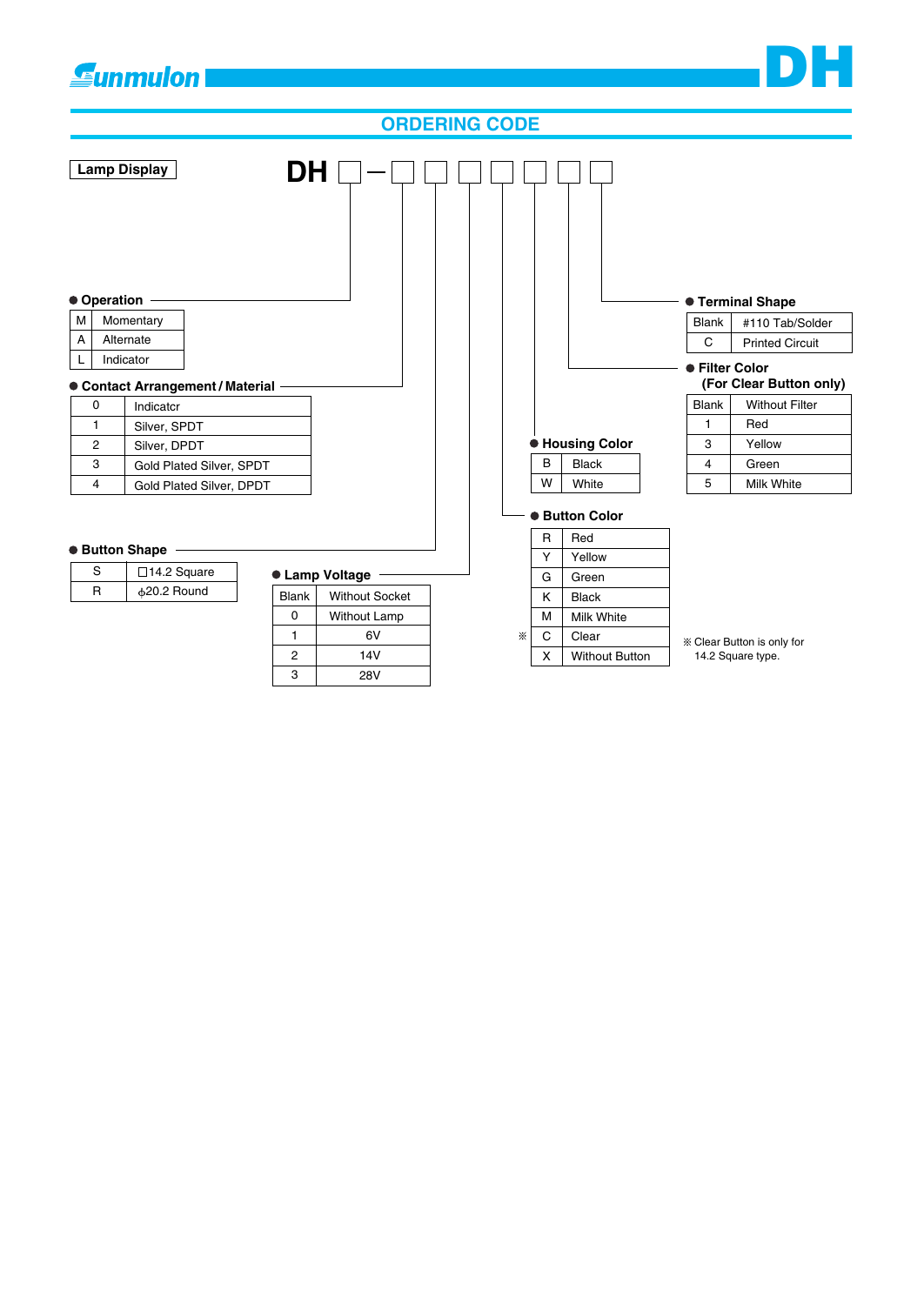## ORDERING CODE

**Lamp Display**

**DH □ — □ □ □ □ □ □ □**

● **Operation**

| | |
|---|---|
| M | Momentary |
| A | Alternate |
| L | Indicator |

● **Contact Arrangement / Material**

| | |
|---|---|
| 0 | Indicatcr |
| 1 | Silver, SPDT |
| 2 | Silver, DPDT |
| 3 | Gold Plated Silver, SPDT |
| 4 | Gold Plated Silver, DPDT |

● **Button Shape**

| | |
|---|---|
| S | □14.2 Square |
| R | ϕ20.2 Round |

● **Lamp Voltage**

| | |
|---|---|
| Blank | Without Socket |
| 0 | Without Lamp |
| 1 | 6V |
| 2 | 14V |
| 3 | 28V |

● **Button Color**

| | |
|---|---|
| R | Red |
| Y | Yellow |
| G | Green |
| K | Black |
| M | Milk White |
| ※ C | Clear |
| X | Without Button |

※ Clear Button is only for 14.2 Square type.

● **Housing Color**

| | |
|---|---|
| B | Black |
| W | White |

● **Filter Color (For Clear Button only)**

| | |
|---|---|
| Blank | Without Filter |
| 1 | Red |
| 3 | Yellow |
| 4 | Green |
| 5 | Milk White |

● **Terminal Shape**

| | |
|---|---|
| Blank | #110 Tab/Solder |
| C | Printed Circuit |